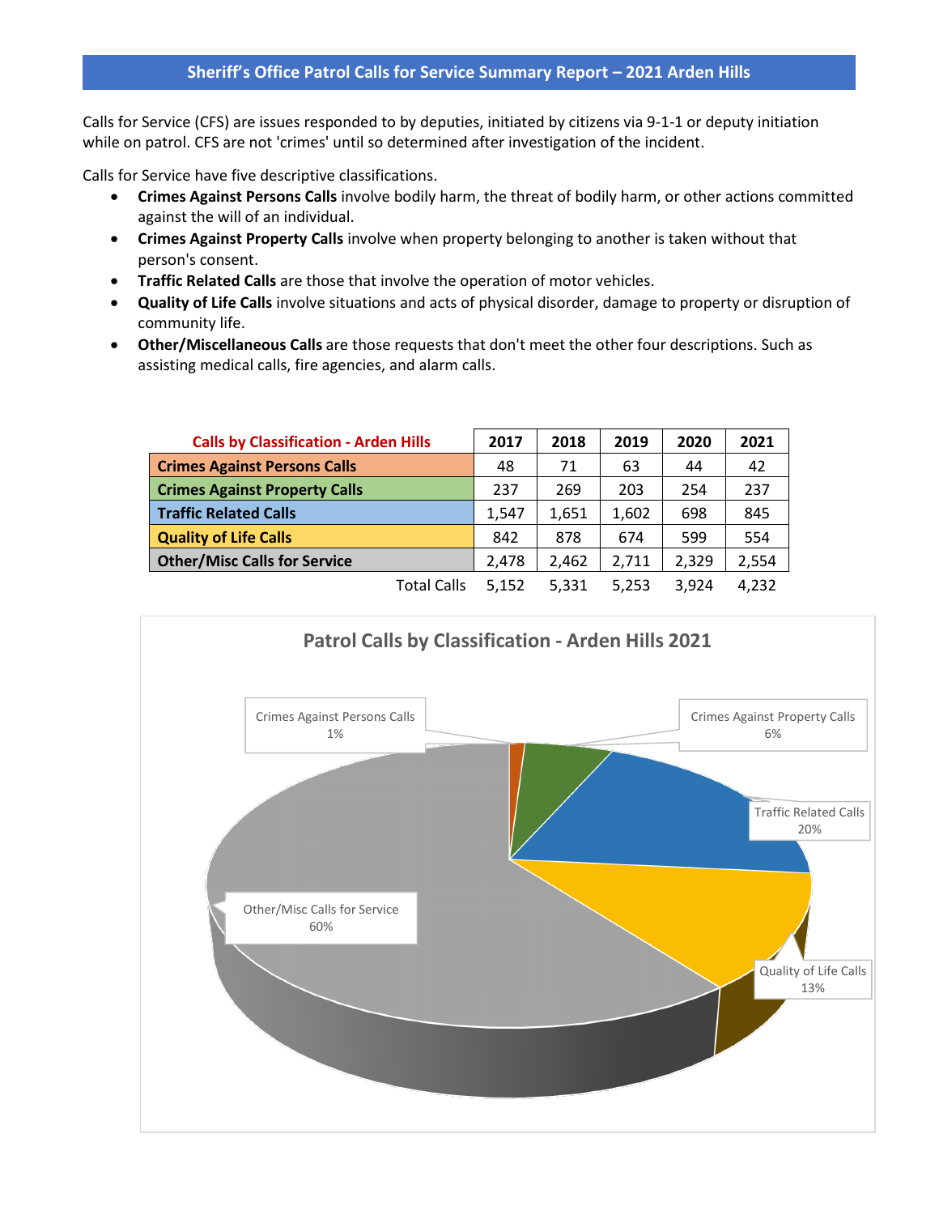## Sheriff's Office Patrol Calls for Service Summary Report – 2021 Arden Hills

Calls for Service (CFS) are issues responded to by deputies, initiated by citizens via 9-1-1 or deputy initiation while on patrol. CFS are not 'crimes' until so determined after investigation of the incident.

Calls for Service have five descriptive classifications.

- **Crimes Against Persons Calls** involve bodily harm, the threat of bodily harm, or other actions committed against the will of an individual.
- **Crimes Against Property Calls** involve when property belonging to another is taken without that person's consent.
- **Traffic Related Calls** are those that involve the operation of motor vehicles.
- **Quality of Life Calls** involve situations and acts of physical disorder, damage to property or disruption of community life.
- **Other/Miscellaneous Calls** are those requests that don't meet the other four descriptions. Such as assisting medical calls, fire agencies, and alarm calls.

| Calls by Classification - Arden Hills | 2017 | 2018 | 2019 | 2020 | 2021 |
|---|---|---|---|---|---|
| **Crimes Against Persons Calls** | 48 | 71 | 63 | 44 | 42 |
| **Crimes Against Property Calls** | 237 | 269 | 203 | 254 | 237 |
| **Traffic Related Calls** | 1,547 | 1,651 | 1,602 | 698 | 845 |
| **Quality of Life Calls** | 842 | 878 | 674 | 599 | 554 |
| **Other/Misc Calls for Service** | 2,478 | 2,462 | 2,711 | 2,329 | 2,554 |
| Total Calls | 5,152 | 5,331 | 5,253 | 3,924 | 4,232 |

Patrol Calls by Classification - Arden Hills 2021

Crimes Against Persons Calls 1%

Crimes Against Property Calls 6%

Traffic Related Calls 20%

Quality of Life Calls 13%

Other/Misc Calls for Service 60%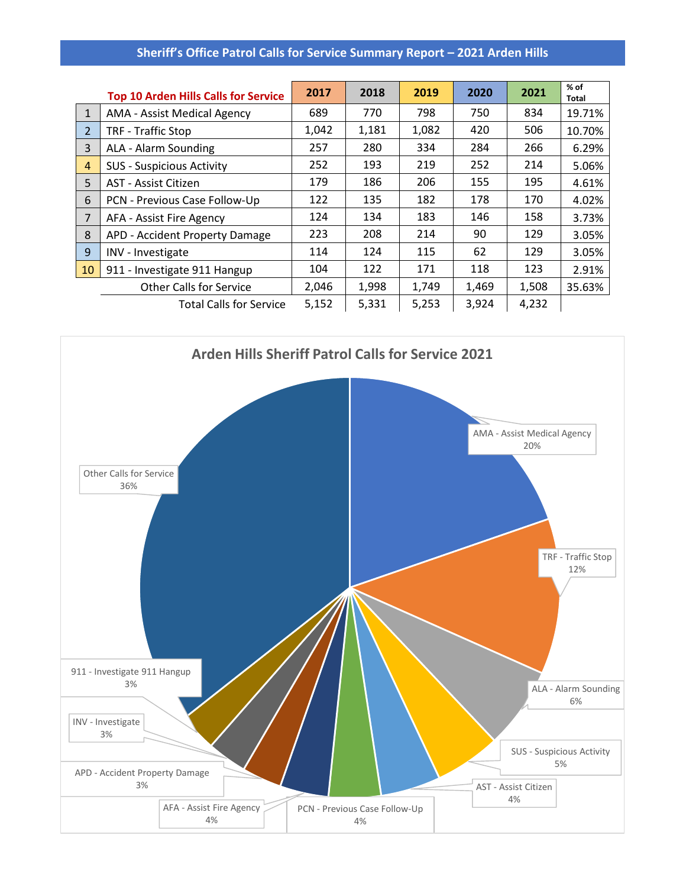## Sheriff's Office Patrol Calls for Service Summary Report – 2021 Arden Hills

| | Top 10 Arden Hills Calls for Service | 2017 | 2018 | 2019 | 2020 | 2021 | % of Total |
|---|---|---|---|---|---|---|---|
| 1 | AMA - Assist Medical Agency | 689 | 770 | 798 | 750 | 834 | 19.71% |
| 2 | TRF - Traffic Stop | 1,042 | 1,181 | 1,082 | 420 | 506 | 10.70% |
| 3 | ALA - Alarm Sounding | 257 | 280 | 334 | 284 | 266 | 6.29% |
| 4 | SUS - Suspicious Activity | 252 | 193 | 219 | 252 | 214 | 5.06% |
| 5 | AST - Assist Citizen | 179 | 186 | 206 | 155 | 195 | 4.61% |
| 6 | PCN - Previous Case Follow-Up | 122 | 135 | 182 | 178 | 170 | 4.02% |
| 7 | AFA - Assist Fire Agency | 124 | 134 | 183 | 146 | 158 | 3.73% |
| 8 | APD - Accident Property Damage | 223 | 208 | 214 | 90 | 129 | 3.05% |
| 9 | INV - Investigate | 114 | 124 | 115 | 62 | 129 | 3.05% |
| 10 | 911 - Investigate 911 Hangup | 104 | 122 | 171 | 118 | 123 | 2.91% |
| | Other Calls for Service | 2,046 | 1,998 | 1,749 | 1,469 | 1,508 | 35.63% |
| | Total Calls for Service | 5,152 | 5,331 | 5,253 | 3,924 | 4,232 | |

Arden Hills Sheriff Patrol Calls for Service 2021

AMA - Assist Medical Agency 20%

TRF - Traffic Stop 12%

ALA - Alarm Sounding 6%

SUS - Suspicious Activity 5%

AST - Assist Citizen 4%

PCN - Previous Case Follow-Up 4%

AFA - Assist Fire Agency 4%

APD - Accident Property Damage 3%

INV - Investigate 3%

911 - Investigate 911 Hangup 3%

Other Calls for Service 36%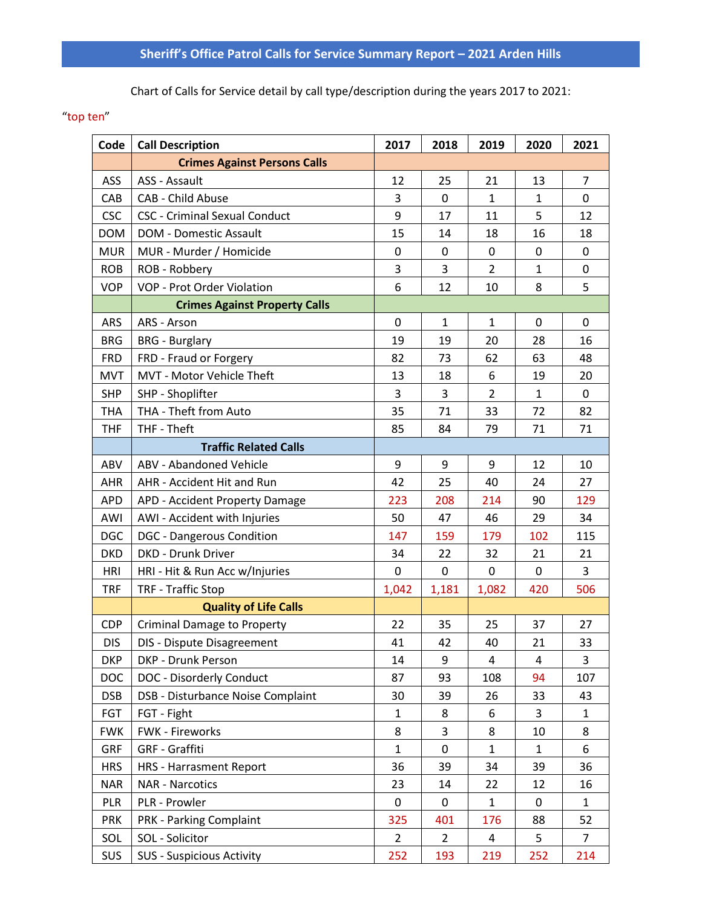## Sheriff's Office Patrol Calls for Service Summary Report – 2021 Arden Hills

Chart of Calls for Service detail by call type/description during the years 2017 to 2021:

"top ten"

| Code | Call Description | 2017 | 2018 | 2019 | 2020 | 2021 |
|---|---|---|---|---|---|---|
| | **Crimes Against Persons Calls** | | | | | |
| ASS | ASS - Assault | 12 | 25 | 21 | 13 | 7 |
| CAB | CAB - Child Abuse | 3 | 0 | 1 | 1 | 0 |
| CSC | CSC - Criminal Sexual Conduct | 9 | 17 | 11 | 5 | 12 |
| DOM | DOM - Domestic Assault | 15 | 14 | 18 | 16 | 18 |
| MUR | MUR - Murder / Homicide | 0 | 0 | 0 | 0 | 0 |
| ROB | ROB - Robbery | 3 | 3 | 2 | 1 | 0 |
| VOP | VOP - Prot Order Violation | 6 | 12 | 10 | 8 | 5 |
| | **Crimes Against Property Calls** | | | | | |
| ARS | ARS - Arson | 0 | 1 | 1 | 0 | 0 |
| BRG | BRG - Burglary | 19 | 19 | 20 | 28 | 16 |
| FRD | FRD - Fraud or Forgery | 82 | 73 | 62 | 63 | 48 |
| MVT | MVT - Motor Vehicle Theft | 13 | 18 | 6 | 19 | 20 |
| SHP | SHP - Shoplifter | 3 | 3 | 2 | 1 | 0 |
| THA | THA - Theft from Auto | 35 | 71 | 33 | 72 | 82 |
| THF | THF - Theft | 85 | 84 | 79 | 71 | 71 |
| | **Traffic Related Calls** | | | | | |
| ABV | ABV - Abandoned Vehicle | 9 | 9 | 9 | 12 | 10 |
| AHR | AHR - Accident Hit and Run | 42 | 25 | 40 | 24 | 27 |
| APD | APD - Accident Property Damage | 223 | 208 | 214 | 90 | 129 |
| AWI | AWI - Accident with Injuries | 50 | 47 | 46 | 29 | 34 |
| DGC | DGC - Dangerous Condition | 147 | 159 | 179 | 102 | 115 |
| DKD | DKD - Drunk Driver | 34 | 22 | 32 | 21 | 21 |
| HRI | HRI - Hit & Run Acc w/Injuries | 0 | 0 | 0 | 0 | 3 |
| TRF | TRF - Traffic Stop | 1,042 | 1,181 | 1,082 | 420 | 506 |
| | **Quality of Life Calls** | | | | | |
| CDP | Criminal Damage to Property | 22 | 35 | 25 | 37 | 27 |
| DIS | DIS - Dispute Disagreement | 41 | 42 | 40 | 21 | 33 |
| DKP | DKP - Drunk Person | 14 | 9 | 4 | 4 | 3 |
| DOC | DOC - Disorderly Conduct | 87 | 93 | 108 | 94 | 107 |
| DSB | DSB - Disturbance Noise Complaint | 30 | 39 | 26 | 33 | 43 |
| FGT | FGT - Fight | 1 | 8 | 6 | 3 | 1 |
| FWK | FWK - Fireworks | 8 | 3 | 8 | 10 | 8 |
| GRF | GRF - Graffiti | 1 | 0 | 1 | 1 | 6 |
| HRS | HRS - Harrasment Report | 36 | 39 | 34 | 39 | 36 |
| NAR | NAR - Narcotics | 23 | 14 | 22 | 12 | 16 |
| PLR | PLR - Prowler | 0 | 0 | 1 | 0 | 1 |
| PRK | PRK - Parking Complaint | 325 | 401 | 176 | 88 | 52 |
| SOL | SOL - Solicitor | 2 | 2 | 4 | 5 | 7 |
| SUS | SUS - Suspicious Activity | 252 | 193 | 219 | 252 | 214 |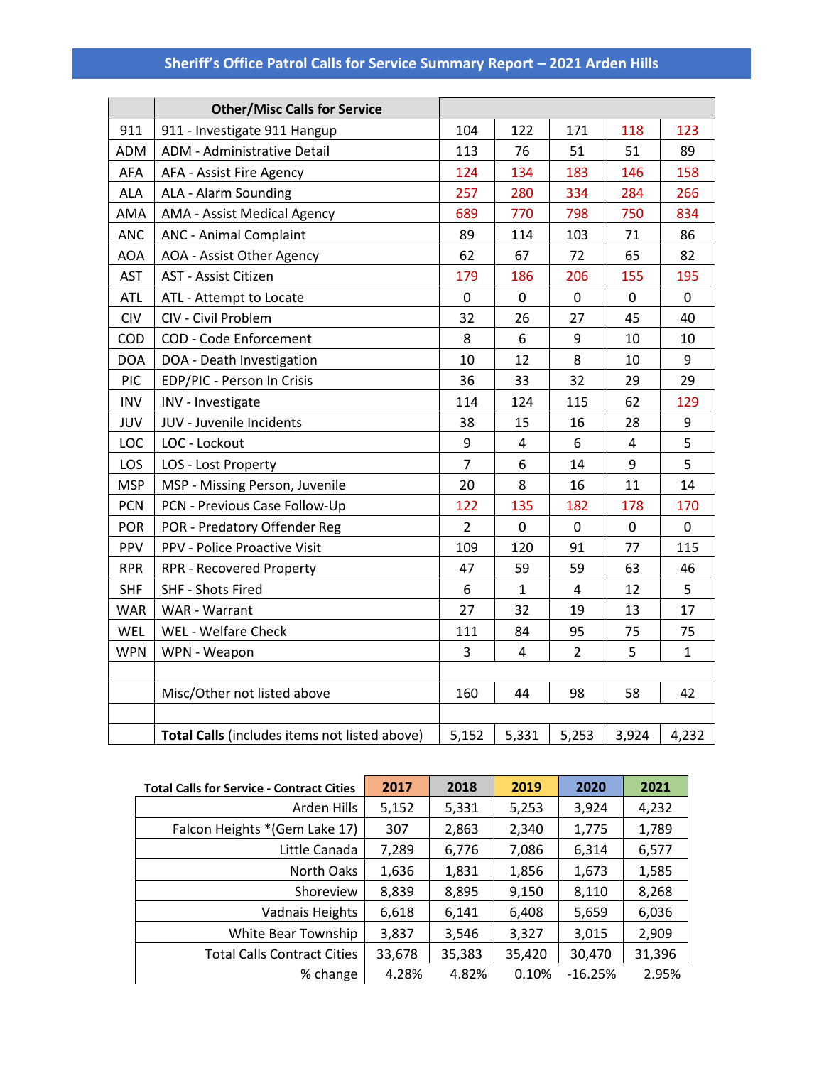## Sheriff's Office Patrol Calls for Service Summary Report – 2021 Arden Hills

| | **Other/Misc Calls for Service** | | | | | |
|---|---|---|---|---|---|---|
| 911 | 911 - Investigate 911 Hangup | 104 | 122 | 171 | 118 | 123 |
| ADM | ADM - Administrative Detail | 113 | 76 | 51 | 51 | 89 |
| AFA | AFA - Assist Fire Agency | 124 | 134 | 183 | 146 | 158 |
| ALA | ALA - Alarm Sounding | 257 | 280 | 334 | 284 | 266 |
| AMA | AMA - Assist Medical Agency | 689 | 770 | 798 | 750 | 834 |
| ANC | ANC - Animal Complaint | 89 | 114 | 103 | 71 | 86 |
| AOA | AOA - Assist Other Agency | 62 | 67 | 72 | 65 | 82 |
| AST | AST - Assist Citizen | 179 | 186 | 206 | 155 | 195 |
| ATL | ATL - Attempt to Locate | 0 | 0 | 0 | 0 | 0 |
| CIV | CIV - Civil Problem | 32 | 26 | 27 | 45 | 40 |
| COD | COD - Code Enforcement | 8 | 6 | 9 | 10 | 10 |
| DOA | DOA - Death Investigation | 10 | 12 | 8 | 10 | 9 |
| PIC | EDP/PIC - Person In Crisis | 36 | 33 | 32 | 29 | 29 |
| INV | INV - Investigate | 114 | 124 | 115 | 62 | 129 |
| JUV | JUV - Juvenile Incidents | 38 | 15 | 16 | 28 | 9 |
| LOC | LOC - Lockout | 9 | 4 | 6 | 4 | 5 |
| LOS | LOS - Lost Property | 7 | 6 | 14 | 9 | 5 |
| MSP | MSP - Missing Person, Juvenile | 20 | 8 | 16 | 11 | 14 |
| PCN | PCN - Previous Case Follow-Up | 122 | 135 | 182 | 178 | 170 |
| POR | POR - Predatory Offender Reg | 2 | 0 | 0 | 0 | 0 |
| PPV | PPV - Police Proactive Visit | 109 | 120 | 91 | 77 | 115 |
| RPR | RPR - Recovered Property | 47 | 59 | 59 | 63 | 46 |
| SHF | SHF - Shots Fired | 6 | 1 | 4 | 12 | 5 |
| WAR | WAR - Warrant | 27 | 32 | 19 | 13 | 17 |
| WEL | WEL - Welfare Check | 111 | 84 | 95 | 75 | 75 |
| WPN | WPN - Weapon | 3 | 4 | 2 | 5 | 1 |
| | | | | | | |
| | Misc/Other not listed above | 160 | 44 | 98 | 58 | 42 |
| | | | | | | |
| | **Total Calls** (includes items not listed above) | 5,152 | 5,331 | 5,253 | 3,924 | 4,232 |

| **Total Calls for Service - Contract Cities** | **2017** | **2018** | **2019** | **2020** | **2021** |
|---|---|---|---|---|---|
| Arden Hills | 5,152 | 5,331 | 5,253 | 3,924 | 4,232 |
| Falcon Heights *(Gem Lake 17) | 307 | 2,863 | 2,340 | 1,775 | 1,789 |
| Little Canada | 7,289 | 6,776 | 7,086 | 6,314 | 6,577 |
| North Oaks | 1,636 | 1,831 | 1,856 | 1,673 | 1,585 |
| Shoreview | 8,839 | 8,895 | 9,150 | 8,110 | 8,268 |
| Vadnais Heights | 6,618 | 6,141 | 6,408 | 5,659 | 6,036 |
| White Bear Township | 3,837 | 3,546 | 3,327 | 3,015 | 2,909 |
| Total Calls Contract Cities | 33,678 | 35,383 | 35,420 | 30,470 | 31,396 |
| % change | 4.28% | 4.82% | 0.10% | -16.25% | 2.95% |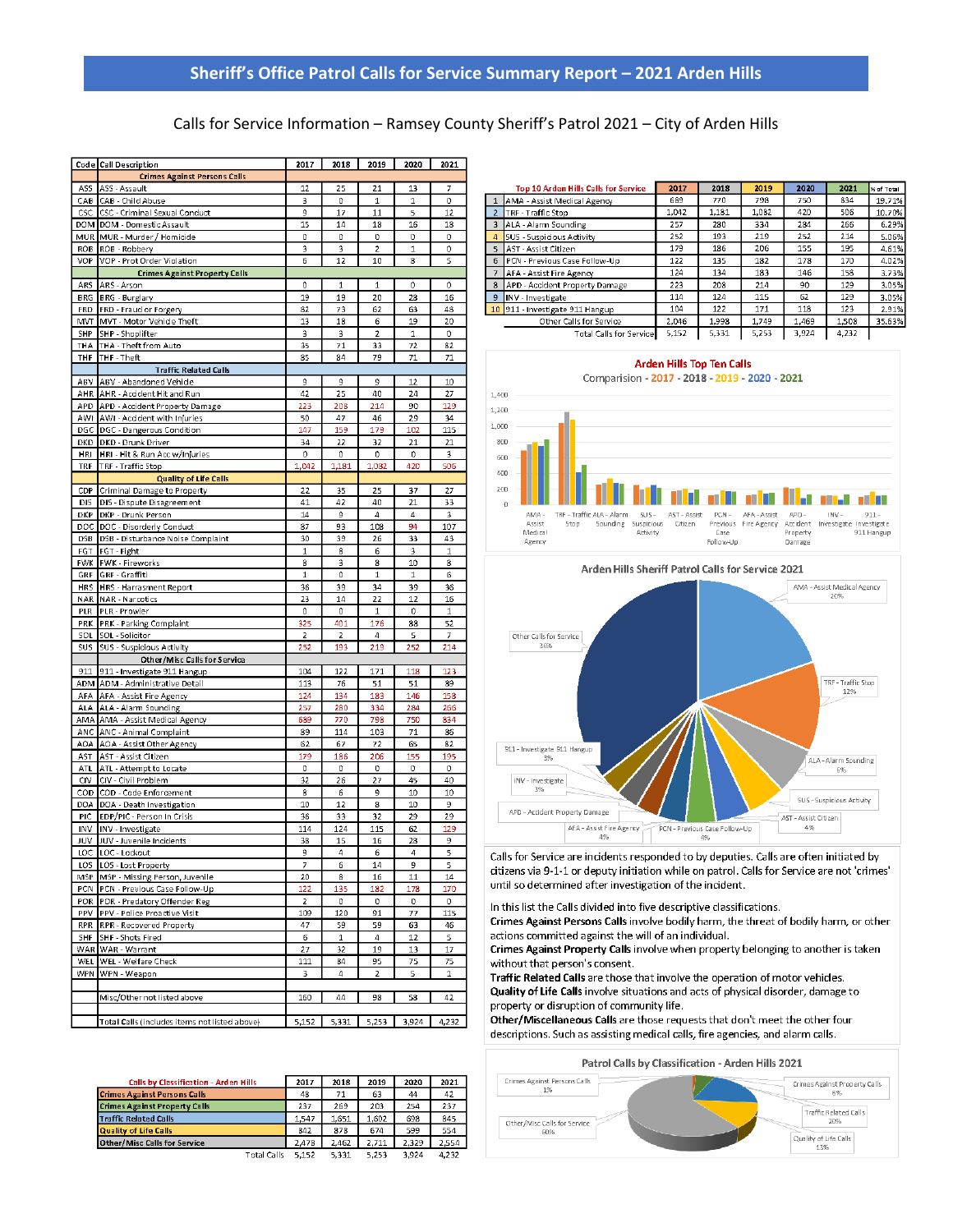# Sheriff's Office Patrol Calls for Service Summary Report – 2021 Arden Hills

## Calls for Service Information – Ramsey County Sheriff's Patrol 2021 – City of Arden Hills

| Code | Call Description | 2017 | 2018 | 2019 | 2020 | 2021 |
|---|---|---|---|---|---|---|
| | **Crimes Against Persons Calls** | | | | | |
| ASS | ASS - Assault | 12 | 25 | 21 | 13 | 7 |
| CAB | CAB - Child Abuse | 3 | 0 | 1 | 1 | 0 |
| CSC | CSC - Criminal Sexual Conduct | 9 | 17 | 11 | 5 | 12 |
| DOM | DOM - Domestic Assault | 15 | 14 | 18 | 16 | 18 |
| MUR | MUR - Murder / Homicide | 0 | 0 | 0 | 0 | 0 |
| ROB | ROB - Robbery | 3 | 3 | 2 | 1 | 0 |
| VOP | VOP - Prot Order Violation | 6 | 12 | 10 | 8 | 5 |
| | **Crimes Against Property Calls** | | | | | |
| ARS | ARS - Arson | 0 | 1 | 1 | 0 | 0 |
| BRG | BRG - Burglary | 19 | 19 | 20 | 23 | 16 |
| FRD | FRD - Fraud or Forgery | 82 | 73 | 62 | 63 | 48 |
| MVT | MVT - Motor Vehicle Theft | 13 | 18 | 6 | 19 | 20 |
| SHP | SHP - Shoplifter | 3 | 3 | 2 | 1 | 0 |
| THA | THA - Theft from Auto | 35 | 71 | 33 | 72 | 82 |
| THF | THF - Theft | 85 | 84 | 79 | 71 | 71 |
| | **Traffic Related Calls** | | | | | |
| ABV | ABV - Abandoned Vehicle | 9 | 9 | 9 | 12 | 10 |
| AHR | AHR - Accident Hit and Run | 42 | 25 | 40 | 24 | 27 |
| APD | APD - Accident Property Damage | 223 | 208 | 214 | 90 | 129 |
| AWI | AWI - Accident with Injuries | 50 | 47 | 46 | 29 | 34 |
| DGC | DGC - Dangerous Condition | 147 | 159 | 179 | 102 | 115 |
| DKD | DKD - Drunk Driver | 34 | 22 | 32 | 21 | 21 |
| HRI | HRI - Hit & Run Acc w/Injuries | 0 | 0 | 0 | 0 | 3 |
| TRF | TRF - Traffic Stop | 1,042 | 1,181 | 1,082 | 420 | 506 |
| | **Quality of Life Calls** | | | | | |
| CDP | Criminal Damage to Property | 22 | 35 | 25 | 37 | 27 |
| DIS | DIS - Dispute Disagreement | 41 | 42 | 40 | 21 | 33 |
| DKP | DKP - Drunk Person | 14 | 9 | 4 | 4 | 3 |
| DOC | DOC - Disorderly Conduct | 87 | 93 | 108 | 94 | 107 |
| DSB | DSB - Disturbance Noise Complaint | 30 | 39 | 26 | 33 | 43 |
| FGT | FGT - Fight | 1 | 6 | 6 | 3 | 1 |
| FWK | FWK - Fireworks | 8 | 3 | 8 | 10 | 8 |
| GRF | GRF - Graffiti | 1 | 0 | 1 | 1 | 6 |
| HRS | HRS - Harrassment Report | 36 | 39 | 34 | 39 | 36 |
| NAR | NAR - Narcotics | 23 | 14 | 22 | 12 | 16 |
| PLR | PLR - Prowler | 0 | 0 | 1 | 0 | 1 |
| PRK | PRK - Parking Complaint | 325 | 401 | 176 | 88 | 52 |
| SOL | SOL - Solicitor | 2 | 2 | 4 | 5 | 7 |
| SUS | SUS - Suspicious Activity | 252 | 193 | 219 | 252 | 214 |
| | **Other/Misc Calls for Service** | | | | | |
| 911 | 911 - Investigate 911 Hangup | 104 | 122 | 171 | 118 | 123 |
| ADM | ADM - Administrative Detail | 113 | 76 | 51 | 51 | 89 |
| AFA | AFA - Assist Fire Agency | 124 | 134 | 183 | 146 | 158 |
| ALA | ALA - Alarm Sounding | 257 | 280 | 334 | 284 | 266 |
| AMA | AMA - Assist Medical Agency | 689 | 770 | 798 | 750 | 834 |
| ANC | ANC - Animal Complaint | 89 | 114 | 103 | 71 | 86 |
| AOA | AOA - Assist Other Agency | 62 | 67 | 72 | 65 | 82 |
| AST | AST - Assist Citizen | 179 | 186 | 206 | 155 | 195 |
| ATL | ATL - Attempt to Locate | 0 | 0 | 0 | 0 | 0 |
| CIV | CIV - Civil Problem | 32 | 26 | 27 | 45 | 40 |
| COD | COD - Code Enforcement | 8 | 6 | 9 | 10 | 10 |
| DOA | DOA - Death Investigation | 10 | 12 | 8 | 10 | 9 |
| PIC | EDP/PIC - Person In Crisis | 36 | 33 | 32 | 29 | 29 |
| INV | INV - Investigate | 114 | 124 | 115 | 62 | 129 |
| JUV | JUV - Juvenile Incidents | 38 | 15 | 16 | 23 | 9 |
| LOC | LOC - Lockout | 9 | 4 | 6 | 4 | 5 |
| LOS | LOS - Lost Property | 7 | 6 | 14 | 9 | 5 |
| MSP | MSP - Missing Person, Juvenile | 20 | 8 | 16 | 11 | 14 |
| PCN | PCN - Previous Case Follow-Up | 122 | 135 | 182 | 178 | 170 |
| POR | POR - Predatory Offender Reg | 2 | 0 | 0 | 0 | 0 |
| PPV | PPV - Police Proactive Visit | 109 | 120 | 91 | 77 | 115 |
| RPR | RPR - Recovered Property | 47 | 59 | 59 | 63 | 46 |
| SHF | SHF - Shots Fired | 6 | 1 | 4 | 12 | 5 |
| WAR | WAR - Warrant | 27 | 32 | 19 | 13 | 17 |
| WEL | WEL - Welfare Check | 111 | 84 | 95 | 75 | 75 |
| WPN | WPN - Weapon | 3 | 4 | 2 | 5 | 1 |
| | Misc/Other not listed above | 160 | 44 | 98 | 58 | 42 |
| | Total Calls (includes items not listed above) | 5,152 | 5,331 | 5,253 | 3,924 | 4,232 |

| | Top 10 Arden Hills Calls for Service | 2017 | 2018 | 2019 | 2020 | 2021 | % of Total |
|---|---|---|---|---|---|---|---|
| 1 | AMA - Assist Medical Agency | 689 | 770 | 798 | 750 | 834 | 19.71% |
| 2 | TRF - Traffic Stop | 1,042 | 1,181 | 1,082 | 420 | 506 | 10.70% |
| 3 | ALA - Alarm Sounding | 257 | 280 | 334 | 284 | 266 | 6.29% |
| 4 | SUS - Suspicious Activity | 252 | 193 | 219 | 252 | 214 | 5.06% |
| 5 | AST - Assist Citizen | 179 | 186 | 206 | 155 | 195 | 4.61% |
| 6 | PCN - Previous Case Follow-Up | 122 | 135 | 182 | 178 | 170 | 4.02% |
| 7 | AFA - Assist Fire Agency | 124 | 134 | 183 | 146 | 158 | 3.73% |
| 8 | APD - Accident Property Damage | 223 | 208 | 214 | 90 | 129 | 3.05% |
| 9 | INV - Investigate | 114 | 124 | 115 | 62 | 129 | 3.05% |
| 10 | 911 - Investigate 911 Hangup | 104 | 122 | 171 | 118 | 123 | 2.91% |
| | Other Calls for Service | 2,046 | 1,998 | 1,749 | 1,469 | 1,508 | 35.63% |
| | Total Calls for Service | 5,152 | 5,331 | 5,253 | 3,924 | 4,232 | |

Arden Hills Top Ten Calls

Comparision - 2017 - 2018 - 2019 - 2020 - 2021

1,400
1,200
1,000
800
600
400
200
0

AMA - Assist Medical Agency | TRF - Traffic Stop | ALA - Alarm Sounding | SUS - Suspicious Activity | AST - Assist Citizen | PCN - Previous Case Follow-Up | AFA - Assist Fire Agency | APD - Accident Property Damage | INV - Investigate | 911 - Investigate 911 Hangup

Arden Hills Sheriff Patrol Calls for Service 2021

AMA - Assist Medical Agency 20%
TRF - Traffic Stop 12%
ALA - Alarm Sounding 6%
SUS - Suspicious Activity
AST - Assist Citizen 4%
PCN - Previous Case Follow-Up 4%
AFA - Assist Fire Agency 4%
APD - Accident Property Damage
INV - Investigate 3%
911 - Investigate 911 Hangup 3%
Other Calls for Service 36%

Calls for Service are incidents responded to by deputies. Calls are often initiated by citizens via 9-1-1 or deputy initiation while on patrol. Calls for Service are not 'crimes' until so determined after investigation of the incident.

In this list the Calls divided into five descriptive classifications.
**Crimes Against Persons Calls** involve bodily harm, the threat of bodily harm, or other actions committed against the will of an individual.
**Crimes Against Property Calls** involve when property belonging to another is taken without that person's consent.
**Traffic Related Calls** are those that involve the operation of motor vehicles.
**Quality of Life Calls** involve situations and acts of physical disorder, damage to property or disruption of community life.
**Other/Miscellaneous Calls** are those requests that don't meet the other four descriptions. Such as assisting medical calls, fire agencies, and alarm calls.

| Calls by Classification - Arden Hills | 2017 | 2018 | 2019 | 2020 | 2021 |
|---|---|---|---|---|---|
| Crimes Against Persons Calls | 48 | 71 | 63 | 44 | 42 |
| Crimes Against Property Calls | 237 | 269 | 203 | 254 | 237 |
| Traffic Related Calls | 1,547 | 1,651 | 1,602 | 698 | 845 |
| Quality of Life Calls | 842 | 878 | 674 | 599 | 554 |
| Other/Misc Calls for Service | 2,478 | 2,462 | 2,711 | 2,329 | 2,554 |
| Total Calls | 5,152 | 5,331 | 5,253 | 3,924 | 4,232 |

Patrol Calls by Classification - Arden Hills 2021

Crimes Against Persons Calls 1%
Crimes Against Property Calls 6%
Traffic Related Calls 20%
Quality of Life Calls 13%
Other/Misc Calls for Service 60%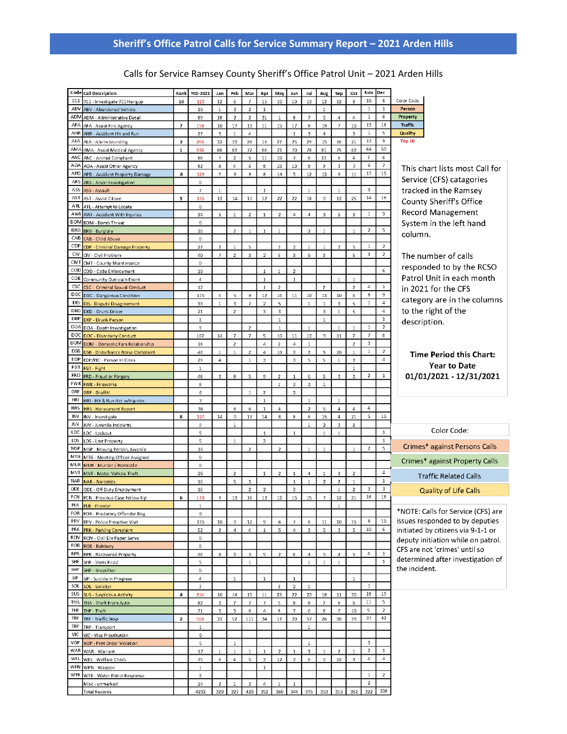# Sheriff's Office Patrol Calls for Service Summary Report – 2021 Arden Hills

Calls for Service Ramsey County Sheriff's Office Patrol Unit – 2021 Arden Hills

| Code | Call Description | Rank | YTD-2021 | Jan | Feb | Mar | Apr | May | Jun | Jul | Aug | Sep | Oct | Nov | Dec |
|---|---|---|---|---|---|---|---|---|---|---|---|---|---|---|---|
| 911 | 911 - Investigate 911 Hangup | 10 | 123 | 12 | 6 | 7 | 15 | 10 | 10 | 13 | 12 | 12 | 8 | 10 | 8 |
| ABV | ABV - Abandoned Vehicle | | 10 | 1 | 3 | 2 | 1 | | | | 1 | | | 1 | 1 |
| ADM | ADM - Administrative Detail | | 89 | 18 | 2 | 2 | 31 | 1 | 8 | 7 | 5 | 4 | 4 | 1 | 6 |
| AFA | AFA - Assist Fire Agency | 7 | 158 | 10 | 17 | 13 | 11 | 15 | 17 | 8 | 19 | 7 | 10 | 13 | 18 |
| AHR | AHR - Accident Hit and Run | | 27 | 5 | 1 | 4 | | | 1 | 3 | 4 | | 3 | 1 | 5 |
| ALA | ALA - Alarm Sounding | 3 | 266 | 32 | 33 | 28 | 18 | 27 | 25 | 29 | 15 | 16 | 21 | 13 | 9 |
| AMA | AMA - Assist Medical Agency | 1 | 834 | 68 | 63 | 72 | 68 | 73 | 70 | 78 | 81 | 75 | 63 | 64 | 59 |
| ANC | ANC - Animal Complaint | | 86 | 7 | 2 | 5 | 11 | 10 | 7 | 8 | 13 | 6 | 4 | 7 | 6 |
| AOA | AOA - Assist Other Agency | | 82 | 4 | 4 | 6 | 8 | 10 | 10 | 8 | 9 | 3 | 7 | 6 | 7 |
| APD | APD - Accident Property Damage | 8 | 129 | 7 | 9 | 9 | 8 | 14 | 5 | 12 | 13 | 9 | 11 | 17 | 15 |
| ARS | ARS - Arson Investigation | | 0 | | | | | | | | | | | | |
| ASS | ASS - Assault | | 7 | 1 | | | 1 | | | 1 | | 1 | | 3 | |
| AST | AST - Assist Citizen | 5 | 195 | 13 | 14 | 17 | 12 | 22 | 22 | 18 | 9 | 13 | 25 | 14 | 16 |
| ATL | ATL - Attempt to Locate | | 0 | | | | | | | | | | | | |
| AWI | AWI - Accident With Injuries | | 34 | 5 | 1 | 2 | 1 | 2 | 4 | 4 | 3 | 5 | 3 | 1 | 3 |
| BOM | BOM - Bomb Threat | | 0 | | | | | | | | | | | | |
| BRG | BRG - Burglary | | 16 | | 2 | 1 | 1 | 1 | | 2 | 1 | | 1 | 2 | 5 |
| CAB | CAB - Child Abuse | | 0 | | | | | | | | | | | | |
| CDP | CDP - Criminal Damage Property | | 27 | 2 | 1 | 5 | | 3 | 3 | 1 | 1 | 3 | 5 | 1 | 2 |
| CIV | CIV - Civil Problem | | 40 | 7 | 2 | 3 | 2 | 5 | 3 | 5 | 3 | | 5 | 3 | 2 |
| CMT | CMT - County Maintenance | | 0 | | | | | | | | | | | | |
| COD | COD - Code Enforcement | | 10 | | | | 1 | 1 | 2 | | | | | | 6 |
| COE | Community Outreach Event | | 4 | | | | 1 | | 1 | | | 1 | 1 | | |
| CSC | CSC - Criminal Sexual Conduct | | 12 | | | | 1 | 2 | | | 2 | | 2 | 4 | 1 |
| DGC | DGC - Dangerous Condition | | 115 | 6 | 5 | 9 | 12 | 16 | 11 | 10 | 13 | 10 | 6 | 8 | 9 |
| DIS | DIS - Dispute Disagreement | | 33 | 1 | 3 | 7 | 2 | 5 | | 1 | 1 | 3 | 5 | 1 | 4 |
| DKD | DKD - Drunk Driver | | 21 | | 2 | | 3 | 3 | | | 3 | 1 | 5 | | 4 |
| DKP | DKP - Drunk Person | | 3 | | | | | 1 | | | 1 | | | | 1 |
| DOA | DOA - Death Investigation | | 9 | | | 2 | | 1 | | 1 | | 1 | 1 | 1 | 2 |
| DOC | DOC - Disorderly Conduct | | 107 | 14 | 7 | 7 | 5 | 10 | 11 | 13 | 9 | 11 | 7 | 7 | 6 |
| DOM | DOM - Domestic Fam Relationship | | 18 | | 2 | | 4 | 2 | 4 | 1 | | | 2 | 3 | |
| DSB | DSB - Disturbance Noise Complaint | | 43 | 1 | 1 | 2 | 4 | 10 | 3 | 3 | 5 | 10 | 1 | 1 | 2 |
| EDP | EDP/PIC - Person In Crisis | | 29 | 4 | | 1 | 3 | | 3 | 5 | 5 | 1 | 3 | | 4 |
| FGT | FGT - Fight | | 1 | | | | | | | | | | 1 | | |
| FRD | FRD - Fraud or Forgery | | 48 | 3 | 8 | 5 | 9 | 2 | 1 | 6 | 5 | 3 | 3 | 2 | 1 |
| FWK | FWK - Fireworks | | 8 | | | | | 1 | 3 | 3 | 1 | | | | |
| GRF | GRF - Graffiti | | 6 | | | 1 | 2 | | 3 | | | | | | |
| HRI | HRI - Hit & Run Acc w/Injuries | | 3 | | | | 1 | | | 1 | | 1 | | | |
| HRS | HRS - Harassment Report | | 36 | | 6 | 6 | 1 | 4 | | 2 | 5 | 4 | 4 | 4 | |
| INV | INV - Investigate | 8 | 129 | 14 | 9 | 13 | 14 | 8 | 8 | 8 | 15 | 4 | 21 | 5 | 10 |
| JUV | JUV - Juvenile Incidents | | 9 | | 1 | | | | | 1 | 2 | 3 | 2 | | |
| LOC | LOC - Lockout | | 5 | | | | 1 | | 1 | | 1 | 1 | | | 1 |
| LOS | LOS - Lost Property | | 5 | | 1 | | 3 | | | | | | | | 1 |
| MSP | MSP - Missing Person, Juvenile | | 14 | | | 2 | | 2 | | 1 | 1 | | 1 | 2 | 5 |
| MTG | MTG - Meeting Officer Assigned | | 0 | | | | | | | | | | | | |
| MUR | MUR - Murder / Homicide | | 0 | | | | | | | | | | | | |
| MVT | MVT - Motor Vehicle Theft | | 20 | | 2 | | 1 | 2 | 1 | 4 | 1 | 3 | 2 | | 4 |
| NAR | NAR - Narcotics | | 16 | | 5 | 3 | | | 1 | 1 | 2 | 2 | 1 | | 1 |
| ODE | ODE - Off Duty Employment | | 16 | | | 2 | 2 | | 3 | | | 1 | 2 | 3 | 3 |
| PCN | PCN - Previous Case Follow-Up | 6 | 170 | 9 | 13 | 16 | 13 | 13 | 15 | 15 | 7 | 12 | 21 | 18 | 18 |
| PLR | PLR - Prowler | | 1 | | | | | | | | | 1 | | | |
| POR | POR - Predatory Offender Reg | | 0 | | | | | | | | | | | | |
| PPV | PPV - Police Proactive Visit | | 115 | 10 | 9 | 12 | 9 | 6 | 7 | 8 | 11 | 10 | 15 | 8 | 10 |
| PRK | PRK - Parking Complaint | | 52 | 2 | 4 | 4 | 1 | 5 | 4 | 3 | 5 | 3 | 5 | 10 | 6 |
| RCIV | RCIV - Civil Div Paper Serve | | 0 | | | | | | | | | | | | |
| ROB | ROB - Robbery | | 0 | | | | | | | | | | | | |
| RPR | RPR - Recovered Property | | 46 | 4 | 3 | 3 | 5 | 2 | 6 | 4 | 5 | 4 | 5 | 4 | 1 |
| SHF | SHF - Shots Fired | | 5 | | | 1 | | | | 1 | 1 | 1 | | | 1 |
| SHP | SHP - Shoplifter | | 0 | | | | | | | | | | | | |
| SIP | SIP - Suicide in Progress | | 4 | | 1 | | 1 | | 1 | | | | 1 | | |
| SOL | SOL - Solicitor | | 7 | | | | | 3 | 2 | 1 | | | | 1 | |
| SUS | SUS - Suspicious Activity | 4 | 234 | 10 | 14 | 15 | 11 | 23 | 22 | 23 | 18 | 11 | 30 | 18 | 19 |
| THA | THA - Theft From Auto | | 82 | 3 | 7 | 7 | 7 | 5 | 8 | 8 | 7 | 8 | 6 | 11 | 5 |
| THF | THF - Theft | | 71 | 5 | 5 | 6 | 4 | 8 | 7 | 6 | 6 | 7 | 10 | 5 | 2 |
| TRF | TRF - Traffic Stop | 2 | 506 | 31 | 52 | 111 | 34 | 17 | 30 | 57 | 26 | 30 | 39 | 37 | 42 |
| TRP | TRP - Transport | | 1 | | | | | | | 1 | | | | | |
| VIC | VIC - Vice Prostitution | | 0 | | | | | | | | | | | | |
| VOP | VOP - Prot Order Violation | | 5 | | 1 | | | | | 1 | | | | 3 | |
| WAR | WAR - Warrant | | 17 | 1 | 1 | 1 | 1 | 2 | 1 | 3 | 1 | 2 | 1 | 2 | 1 |
| WEL | WEL - Welfare Check | | 75 | 8 | 4 | 5 | 3 | 12 | 3 | 6 | 5 | 12 | 9 | 4 | 4 |
| WPN | WPN - Weapon | | 1 | | | | 1 | | | | | | | | |
| WTR | WTR - Water Patrol Response | | 3 | | | | | | | | | | | 1 | 2 |
| | Misc - unmarked | | 14 | 2 | 1 | 3 | 4 | 1 | 1 | | | | | 2 | |
| | Total Records | | 4232 | 320 | 327 | 420 | 352 | 360 | 348 | 395 | 353 | 315 | 382 | 322 | 338 |

Color Code
- Person
- Property
- Traffic
- Quality
- Top 10

This chart lists most Call for Service (CFS) catagories tracked in the Ramsey County Sheriff's Office Record Management System in the left hand column.

The number of calls responded to by the RCSO Patrol Unit in each month in 2021 for the CFS category are in the columns to the right of the description.

**Time Period this Chart:**
**Year to Date**
**01/01/2021 - 12/31/2021**

Color Code:
- Crimes* against Persons Calls
- Crimes* against Property Calls
- Traffic Related Calls
- Quality of Life Calls

*NOTE: Calls for Service (CFS) are issues responded to by deputies initiated by citizens via 9-1-1 or deputy initiation while on patrol. CFS are not 'crimes' until so determined after investigation of the incident.